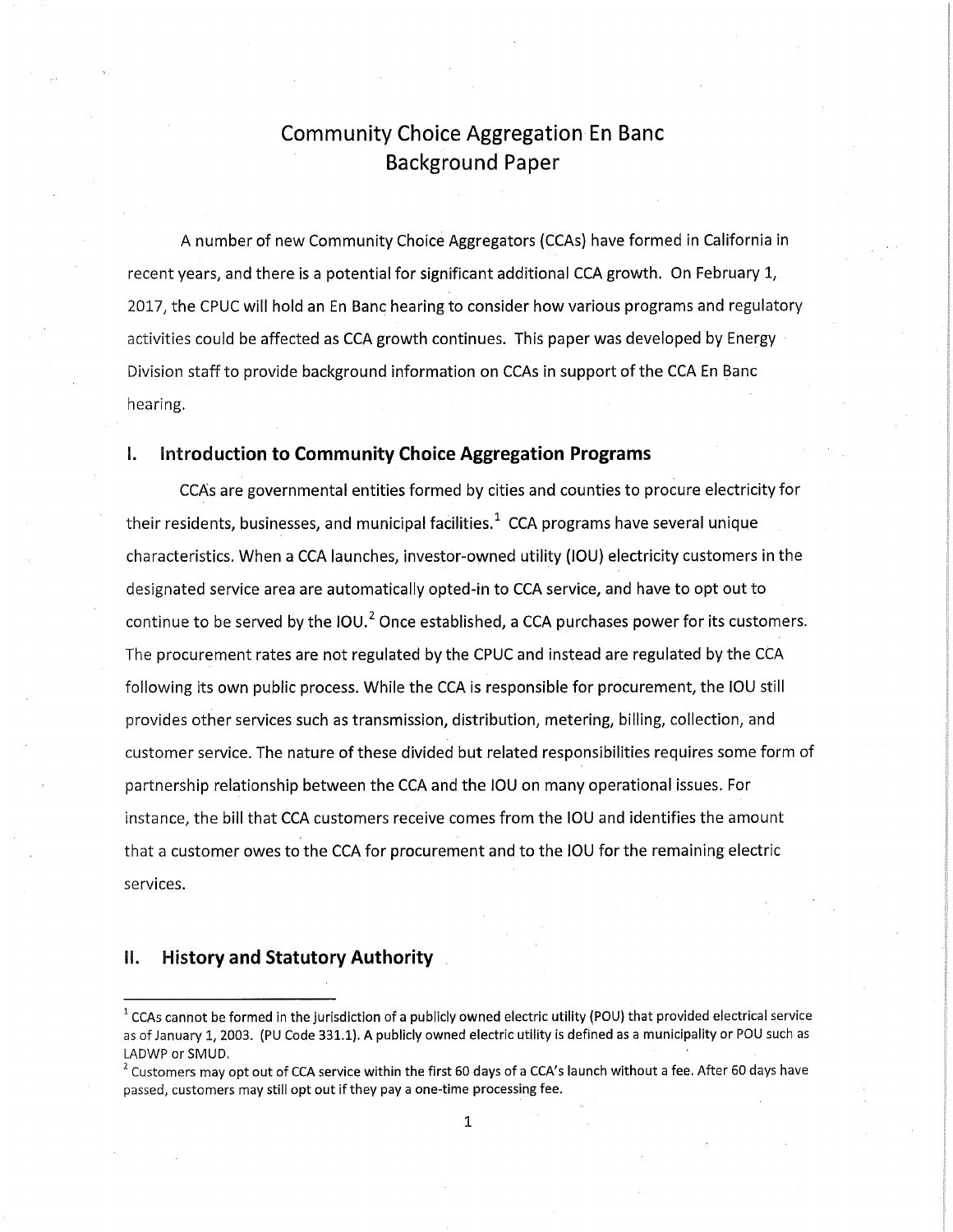# Community Choice Aggregation En Banc Background Paper

A number of new Community Choice Aggregators (CCAs) have formed in California in recent years, and there is a potential for significant additional CCA growth. On February 1, 2017, the CPUC will hold an En Banc hearing to consider how various programs and regulatory activities could be affected as CCA growth continues. This paper was developed by Energy Division staff to provide background information on CCAs in support of the CCA En Banc hearing.

## I. Introduction to Community Choice Aggregation Programs

CCAs are governmental entities formed by cities and counties to procure electricity for their residents, businesses, and municipal facilities.[1] CCA programs have several unique characteristics. When a CCA launches, investor-owned utility (IOU) electricity customers in the designated service area are automatically opted-in to CCA service, and have to opt out to continue to be served by the IOU.[2] Once established, a CCA purchases power for its customers. The procurement rates are not regulated by the CPUC and instead are regulated by the CCA following its own public process. While the CCA is responsible for procurement, the IOU still provides other services such as transmission, distribution, metering, billing, collection, and customer service. The nature of these divided but related responsibilities requires some form of partnership relationship between the CCA and the IOU on many operational issues. For instance, the bill that CCA customers receive comes from the IOU and identifies the amount that a customer owes to the CCA for procurement and to the IOU for the remaining electric services.

## II. History and Statutory Authority

---

[1] CCAs cannot be formed in the jurisdiction of a publicly owned electric utility (POU) that provided electrical service as of January 1, 2003. (PU Code 331.1). A publicly owned electric utility is defined as a municipality or POU such as LADWP or SMUD.

[2] Customers may opt out of CCA service within the first 60 days of a CCA's launch without a fee. After 60 days have passed, customers may still opt out if they pay a one-time processing fee.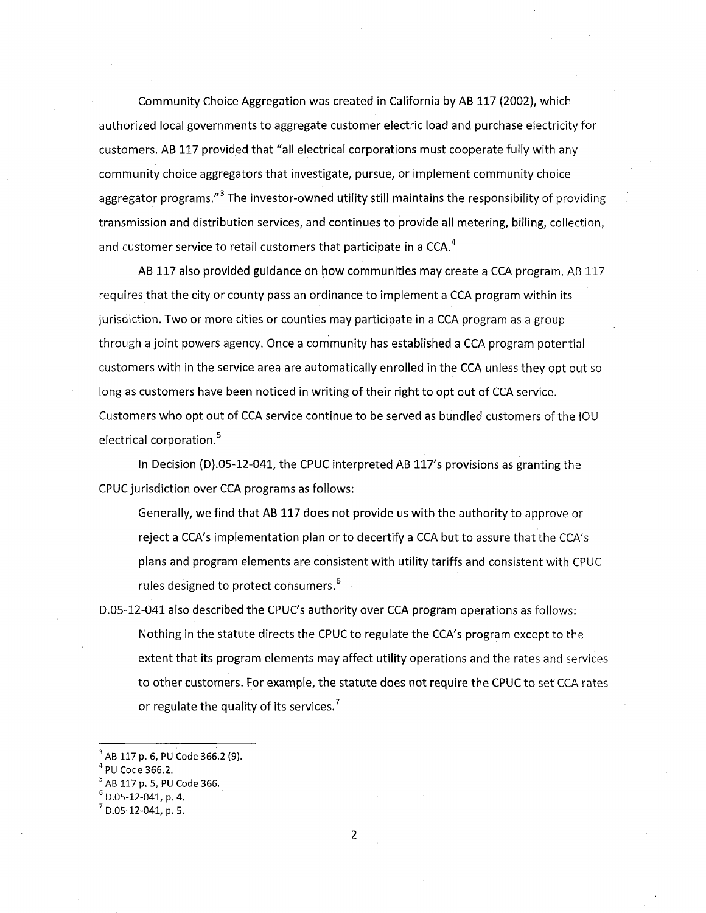Community Choice Aggregation was created in California by AB 117 (2002), which authorized local governments to aggregate customer electric load and purchase electricity for customers. AB 117 provided that "all electrical corporations must cooperate fully with any community choice aggregators that investigate, pursue, or implement community choice aggregator programs."[3] The investor-owned utility still maintains the responsibility of providing transmission and distribution services, and continues to provide all metering, billing, collection, and customer service to retail customers that participate in a CCA.[4]

AB 117 also provided guidance on how communities may create a CCA program. AB 117 requires that the city or county pass an ordinance to implement a CCA program within its jurisdiction. Two or more cities or counties may participate in a CCA program as a group through a joint powers agency. Once a community has established a CCA program potential customers with in the service area are automatically enrolled in the CCA unless they opt out so long as customers have been noticed in writing of their right to opt out of CCA service. Customers who opt out of CCA service continue to be served as bundled customers of the IOU electrical corporation.[5]

In Decision (D).05-12-041, the CPUC interpreted AB 117's provisions as granting the CPUC jurisdiction over CCA programs as follows:

> Generally, we find that AB 117 does not provide us with the authority to approve or reject a CCA's implementation plan or to decertify a CCA but to assure that the CCA's plans and program elements are consistent with utility tariffs and consistent with CPUC rules designed to protect consumers.[6]

D.05-12-041 also described the CPUC's authority over CCA program operations as follows:

> Nothing in the statute directs the CPUC to regulate the CCA's program except to the extent that its program elements may affect utility operations and the rates and services to other customers. For example, the statute does not require the CPUC to set CCA rates or regulate the quality of its services.[7]

---

[3] AB 117 p. 6, PU Code 366.2 (9).

[4] PU Code 366.2.

[5] AB 117 p. 5, PU Code 366.

[6] D.05-12-041, p. 4.

[7] D.05-12-041, p. 5.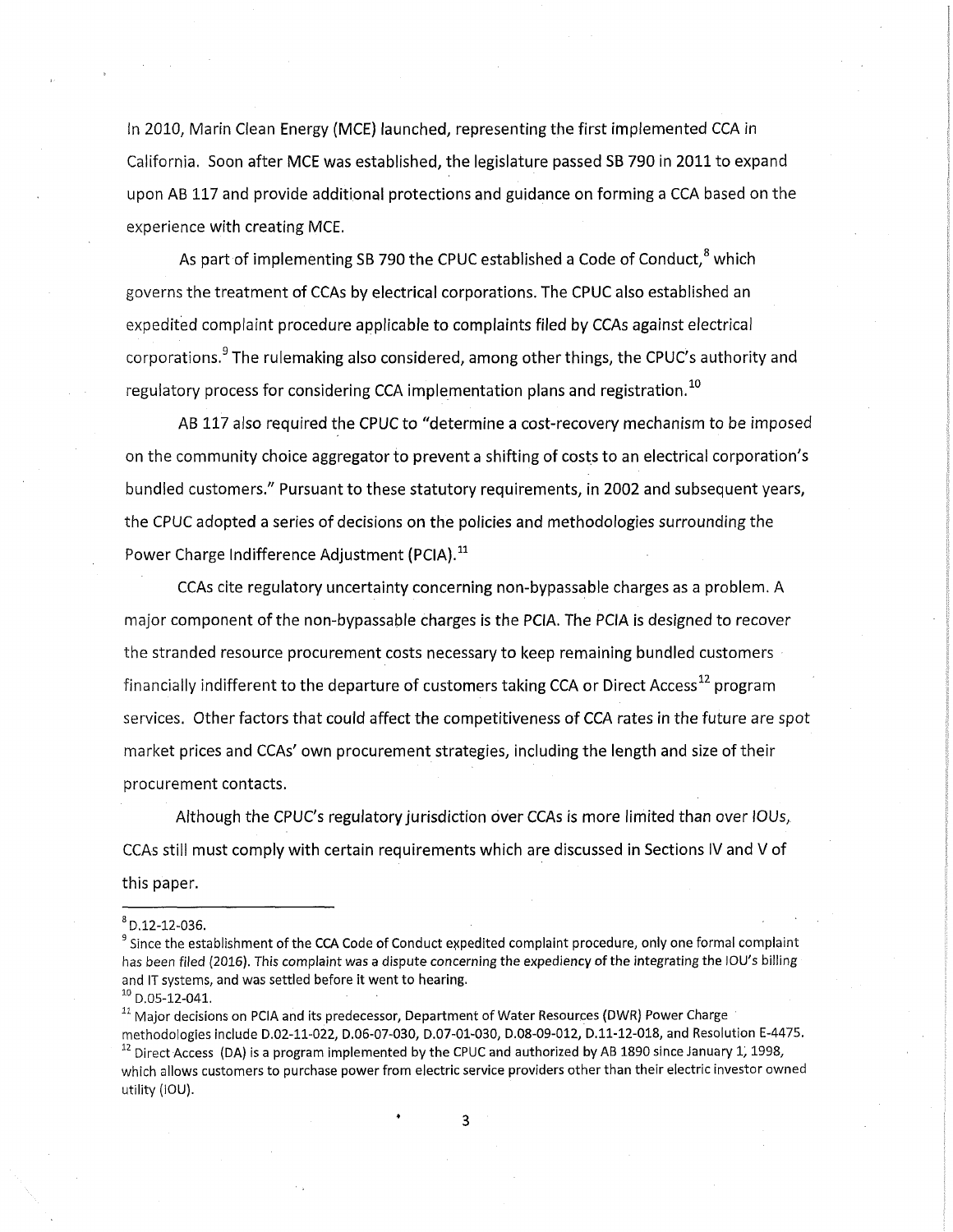In 2010, Marin Clean Energy (MCE) launched, representing the first implemented CCA in California. Soon after MCE was established, the legislature passed SB 790 in 2011 to expand upon AB 117 and provide additional protections and guidance on forming a CCA based on the experience with creating MCE.

As part of implementing SB 790 the CPUC established a Code of Conduct,[8] which governs the treatment of CCAs by electrical corporations. The CPUC also established an expedited complaint procedure applicable to complaints filed by CCAs against electrical corporations.[9] The rulemaking also considered, among other things, the CPUC's authority and regulatory process for considering CCA implementation plans and registration.[10]

AB 117 also required the CPUC to "determine a cost-recovery mechanism to be imposed on the community choice aggregator to prevent a shifting of costs to an electrical corporation's bundled customers." Pursuant to these statutory requirements, in 2002 and subsequent years, the CPUC adopted a series of decisions on the policies and methodologies surrounding the Power Charge Indifference Adjustment (PCIA).[11]

CCAs cite regulatory uncertainty concerning non-bypassable charges as a problem. A major component of the non-bypassable charges is the PCIA. The PCIA is designed to recover the stranded resource procurement costs necessary to keep remaining bundled customers financially indifferent to the departure of customers taking CCA or Direct Access[12] program services. Other factors that could affect the competitiveness of CCA rates in the future are spot market prices and CCAs' own procurement strategies, including the length and size of their procurement contacts.

Although the CPUC's regulatory jurisdiction over CCAs is more limited than over IOUs, CCAs still must comply with certain requirements which are discussed in Sections IV and V of this paper.

---

[8] D.12-12-036.

[9] Since the establishment of the CCA Code of Conduct expedited complaint procedure, only one formal complaint has been filed (2016). This complaint was a dispute concerning the expediency of the integrating the IOU's billing and IT systems, and was settled before it went to hearing.

[10] D.05-12-041.

[11] Major decisions on PCIA and its predecessor, Department of Water Resources (DWR) Power Charge methodologies include D.02-11-022, D.06-07-030, D.07-01-030, D.08-09-012, D.11-12-018, and Resolution E-4475.

[12] Direct Access (DA) is a program implemented by the CPUC and authorized by AB 1890 since January 1, 1998, which allows customers to purchase power from electric service providers other than their electric investor owned utility (IOU).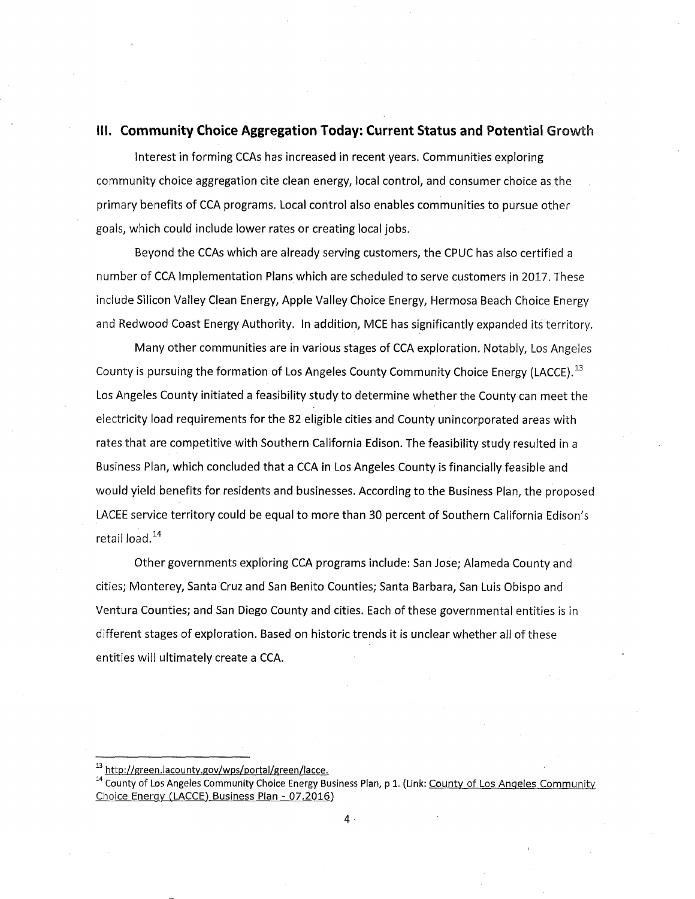## III. Community Choice Aggregation Today: Current Status and Potential Growth

Interest in forming CCAs has increased in recent years. Communities exploring community choice aggregation cite clean energy, local control, and consumer choice as the primary benefits of CCA programs. Local control also enables communities to pursue other goals, which could include lower rates or creating local jobs.

Beyond the CCAs which are already serving customers, the CPUC has also certified a number of CCA Implementation Plans which are scheduled to serve customers in 2017. These include Silicon Valley Clean Energy, Apple Valley Choice Energy, Hermosa Beach Choice Energy and Redwood Coast Energy Authority. In addition, MCE has significantly expanded its territory.

Many other communities are in various stages of CCA exploration. Notably, Los Angeles County is pursuing the formation of Los Angeles County Community Choice Energy (LACCE).[13] Los Angeles County initiated a feasibility study to determine whether the County can meet the electricity load requirements for the 82 eligible cities and County unincorporated areas with rates that are competitive with Southern California Edison. The feasibility study resulted in a Business Plan, which concluded that a CCA in Los Angeles County is financially feasible and would yield benefits for residents and businesses. According to the Business Plan, the proposed LACEE service territory could be equal to more than 30 percent of Southern California Edison's retail load.[14]

Other governments exploring CCA programs include: San Jose; Alameda County and cities; Monterey, Santa Cruz and San Benito Counties; Santa Barbara, San Luis Obispo and Ventura Counties; and San Diego County and cities. Each of these governmental entities is in different stages of exploration. Based on historic trends it is unclear whether all of these entities will ultimately create a CCA.

---

[13] http://green.lacounty.gov/wps/portal/green/lacce.

[14] County of Los Angeles Community Choice Energy Business Plan, p 1. (Link: County of Los Angeles Community Choice Energy (LACCE) Business Plan - 07.2016)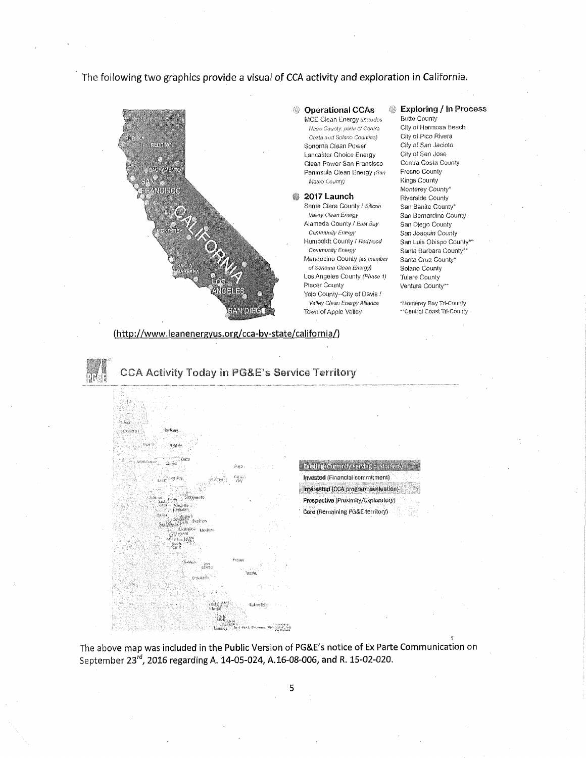The following two graphics provide a visual of CCA activity and exploration in California.

**Operational CCAs**

- MCE Clean Energy *(includes Napa County, parts of Contra Costa and Solano Counties)*
- Sonoma Clean Power
- Lancaster Choice Energy
- Clean Power San Francisco
- Peninsula Clean Energy *(San Mateo County)*

**2017 Launch**

- Santa Clara County / *Silicon Valley Clean Energy*
- Alameda County / *East Bay Community Energy*
- Humboldt County / *Redwood Community Energy*
- Mendocino County *(as member of Sonoma Clean Energy)*
- Los Angeles County *(Phase 1)*
- Placer County
- Yolo County--City of Davis / *Valley Clean Energy Alliance*
- Town of Apple Valley

**Exploring / In Process**

- Butte County
- City of Hermosa Beach
- City of Pico Rivera
- City of San Jacinto
- City of San Jose
- Contra Costa County
- Fresno County
- Kings County
- Monterey County*
- Riverside County
- San Benito County*
- San Bernardino County
- San Diego County
- San Joaquin County
- San Luis Obispo County**
- Santa Barbara County**
- Santa Cruz County*
- Solano County
- Tulare County
- Ventura County**

*Monterey Bay Tri-County
**Central Coast Tri-County

(http://www.leanenergyus.org/cca-by-state/california/)

**CCA Activity Today in PG&E's Service Territory**

- Existing (Currently serving customers)
- Invested (Financial commitment)
- Interested (CCA program evaluation)
- Prospective (Proximity/Exploratory)
- Core (Remaining PG&E territory)

The above map was included in the Public Version of PG&E's notice of Ex Parte Communication on September 23rd, 2016 regarding A. 14-05-024, A.16-08-006, and R. 15-02-020.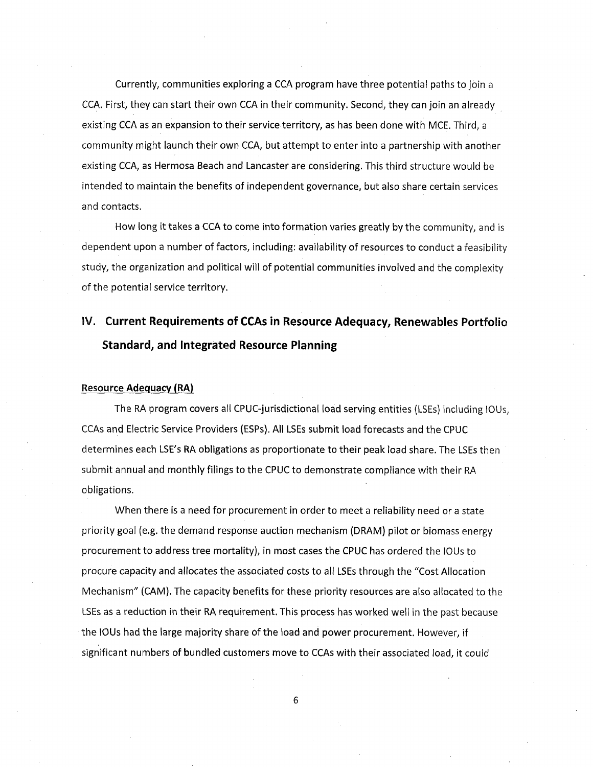Currently, communities exploring a CCA program have three potential paths to join a CCA. First, they can start their own CCA in their community. Second, they can join an already existing CCA as an expansion to their service territory, as has been done with MCE. Third, a community might launch their own CCA, but attempt to enter into a partnership with another existing CCA, as Hermosa Beach and Lancaster are considering. This third structure would be intended to maintain the benefits of independent governance, but also share certain services and contacts.

How long it takes a CCA to come into formation varies greatly by the community, and is dependent upon a number of factors, including: availability of resources to conduct a feasibility study, the organization and political will of potential communities involved and the complexity of the potential service territory.

## IV. Current Requirements of CCAs in Resource Adequacy, Renewables Portfolio Standard, and Integrated Resource Planning

### Resource Adequacy (RA)

The RA program covers all CPUC-jurisdictional load serving entities (LSEs) including IOUs, CCAs and Electric Service Providers (ESPs). All LSEs submit load forecasts and the CPUC determines each LSE's RA obligations as proportionate to their peak load share. The LSEs then submit annual and monthly filings to the CPUC to demonstrate compliance with their RA obligations.

When there is a need for procurement in order to meet a reliability need or a state priority goal (e.g. the demand response auction mechanism (DRAM) pilot or biomass energy procurement to address tree mortality), in most cases the CPUC has ordered the IOUs to procure capacity and allocates the associated costs to all LSEs through the "Cost Allocation Mechanism" (CAM). The capacity benefits for these priority resources are also allocated to the LSEs as a reduction in their RA requirement. This process has worked well in the past because the IOUs had the large majority share of the load and power procurement. However, if significant numbers of bundled customers move to CCAs with their associated load, it could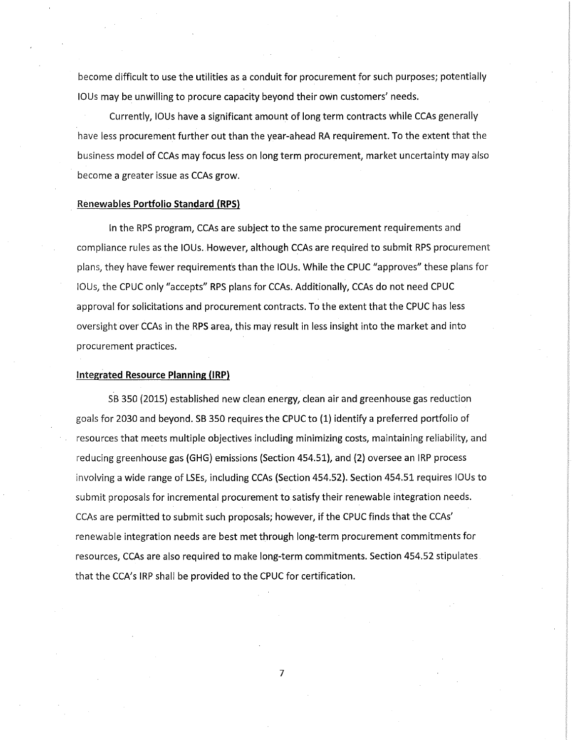become difficult to use the utilities as a conduit for procurement for such purposes; potentially IOUs may be unwilling to procure capacity beyond their own customers' needs.

Currently, IOUs have a significant amount of long term contracts while CCAs generally have less procurement further out than the year-ahead RA requirement. To the extent that the business model of CCAs may focus less on long term procurement, market uncertainty may also become a greater issue as CCAs grow.

**Renewables Portfolio Standard (RPS)**

In the RPS program, CCAs are subject to the same procurement requirements and compliance rules as the IOUs. However, although CCAs are required to submit RPS procurement plans, they have fewer requirements than the IOUs. While the CPUC "approves" these plans for IOUs, the CPUC only "accepts" RPS plans for CCAs. Additionally, CCAs do not need CPUC approval for solicitations and procurement contracts. To the extent that the CPUC has less oversight over CCAs in the RPS area, this may result in less insight into the market and into procurement practices.

**Integrated Resource Planning (IRP)**

SB 350 (2015) established new clean energy, clean air and greenhouse gas reduction goals for 2030 and beyond. SB 350 requires the CPUC to (1) identify a preferred portfolio of resources that meets multiple objectives including minimizing costs, maintaining reliability, and reducing greenhouse gas (GHG) emissions (Section 454.51), and (2) oversee an IRP process involving a wide range of LSEs, including CCAs (Section 454.52). Section 454.51 requires IOUs to submit proposals for incremental procurement to satisfy their renewable integration needs. CCAs are permitted to submit such proposals; however, if the CPUC finds that the CCAs' renewable integration needs are best met through long-term procurement commitments for resources, CCAs are also required to make long-term commitments. Section 454.52 stipulates that the CCA's IRP shall be provided to the CPUC for certification.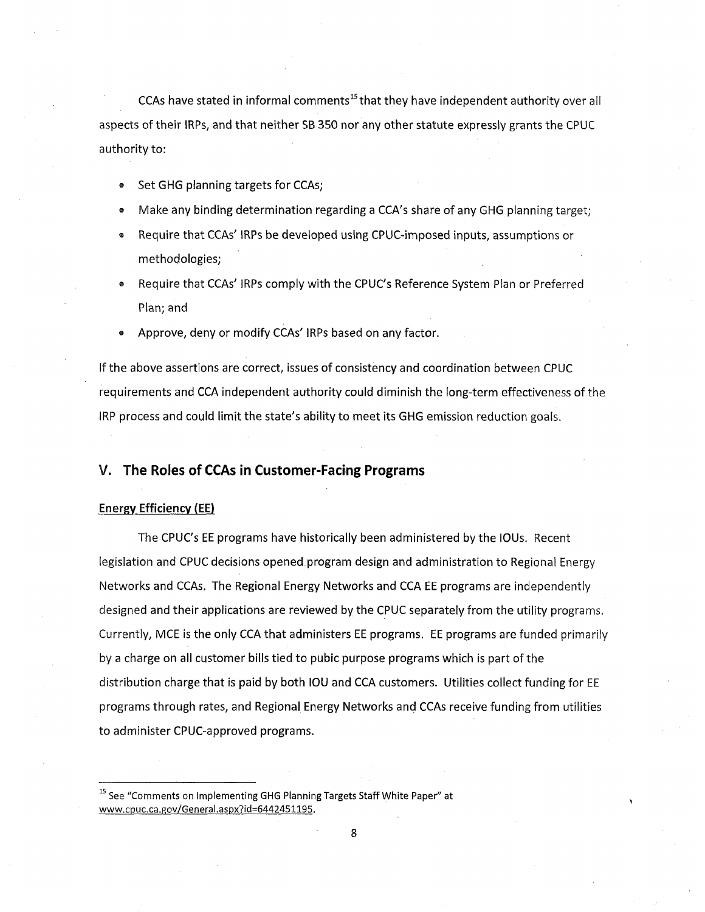CCAs have stated in informal comments[15] that they have independent authority over all aspects of their IRPs, and that neither SB 350 nor any other statute expressly grants the CPUC authority to:

- Set GHG planning targets for CCAs;
- Make any binding determination regarding a CCA's share of any GHG planning target;
- Require that CCAs' IRPs be developed using CPUC-imposed inputs, assumptions or methodologies;
- Require that CCAs' IRPs comply with the CPUC's Reference System Plan or Preferred Plan; and
- Approve, deny or modify CCAs' IRPs based on any factor.

If the above assertions are correct, issues of consistency and coordination between CPUC requirements and CCA independent authority could diminish the long-term effectiveness of the IRP process and could limit the state's ability to meet its GHG emission reduction goals.

## V. The Roles of CCAs in Customer-Facing Programs

### Energy Efficiency (EE)

The CPUC's EE programs have historically been administered by the IOUs. Recent legislation and CPUC decisions opened program design and administration to Regional Energy Networks and CCAs. The Regional Energy Networks and CCA EE programs are independently designed and their applications are reviewed by the CPUC separately from the utility programs. Currently, MCE is the only CCA that administers EE programs. EE programs are funded primarily by a charge on all customer bills tied to pubic purpose programs which is part of the distribution charge that is paid by both IOU and CCA customers. Utilities collect funding for EE programs through rates, and Regional Energy Networks and CCAs receive funding from utilities to administer CPUC-approved programs.

---

[15] See "Comments on Implementing GHG Planning Targets Staff White Paper" at www.cpuc.ca.gov/General.aspx?id=6442451195.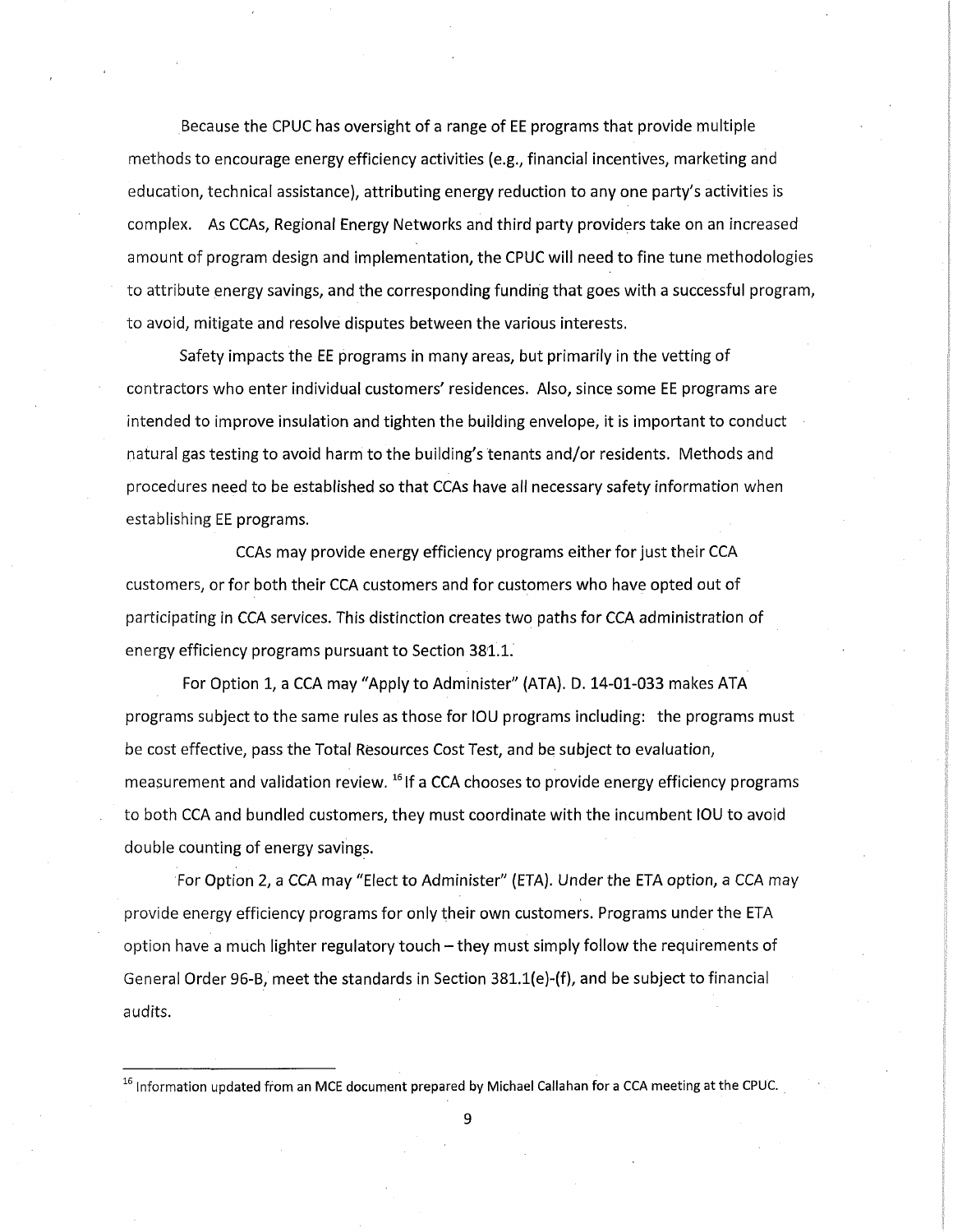Because the CPUC has oversight of a range of EE programs that provide multiple methods to encourage energy efficiency activities (e.g., financial incentives, marketing and education, technical assistance), attributing energy reduction to any one party's activities is complex. As CCAs, Regional Energy Networks and third party providers take on an increased amount of program design and implementation, the CPUC will need to fine tune methodologies to attribute energy savings, and the corresponding funding that goes with a successful program, to avoid, mitigate and resolve disputes between the various interests.

Safety impacts the EE programs in many areas, but primarily in the vetting of contractors who enter individual customers' residences. Also, since some EE programs are intended to improve insulation and tighten the building envelope, it is important to conduct natural gas testing to avoid harm to the building's tenants and/or residents. Methods and procedures need to be established so that CCAs have all necessary safety information when establishing EE programs.

CCAs may provide energy efficiency programs either for just their CCA customers, or for both their CCA customers and for customers who have opted out of participating in CCA services. This distinction creates two paths for CCA administration of energy efficiency programs pursuant to Section 381.1.

For Option 1, a CCA may "Apply to Administer" (ATA). D. 14-01-033 makes ATA programs subject to the same rules as those for IOU programs including: the programs must be cost effective, pass the Total Resources Cost Test, and be subject to evaluation, measurement and validation review. [16] If a CCA chooses to provide energy efficiency programs to both CCA and bundled customers, they must coordinate with the incumbent IOU to avoid double counting of energy savings.

For Option 2, a CCA may "Elect to Administer" (ETA). Under the ETA option, a CCA may provide energy efficiency programs for only their own customers. Programs under the ETA option have a much lighter regulatory touch – they must simply follow the requirements of General Order 96-B, meet the standards in Section 381.1(e)-(f), and be subject to financial audits.

---

[16] Information updated from an MCE document prepared by Michael Callahan for a CCA meeting at the CPUC.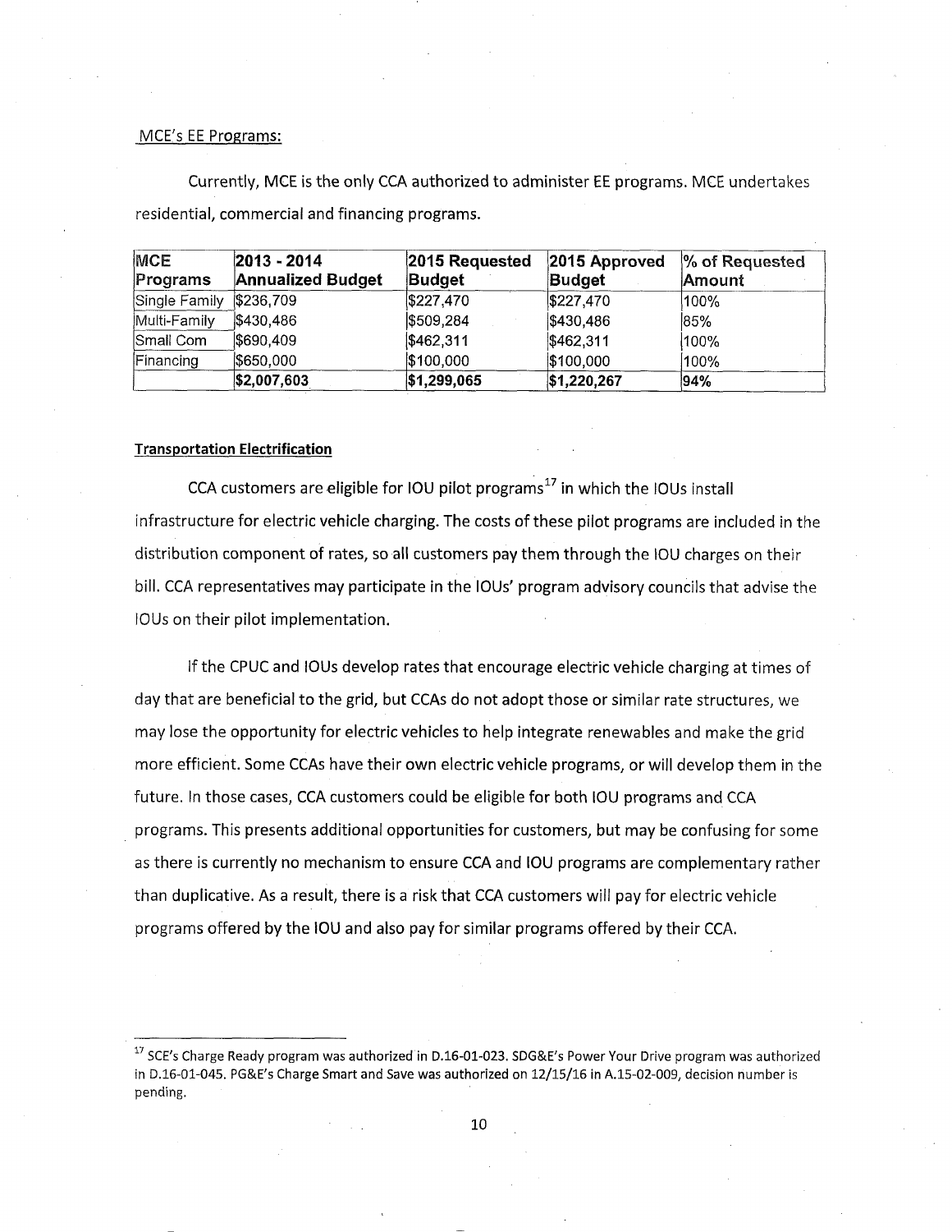MCE's EE Programs:

Currently, MCE is the only CCA authorized to administer EE programs. MCE undertakes residential, commercial and financing programs.

| MCE Programs | 2013 - 2014 Annualized Budget | 2015 Requested Budget | 2015 Approved Budget | % of Requested Amount |
|---|---|---|---|---|
| Single Family | $236,709 | $227,470 | $227,470 | 100% |
| Multi-Family | $430,486 | $509,284 | $430,486 | 85% |
| Small Com | $690,409 | $462,311 | $462,311 | 100% |
| Financing | $650,000 | $100,000 | $100,000 | 100% |
| | **$2,007,603** | **$1,299,065** | **$1,220,267** | **94%** |

**Transportation Electrification**

CCA customers are eligible for IOU pilot programs[17] in which the IOUs install infrastructure for electric vehicle charging. The costs of these pilot programs are included in the distribution component of rates, so all customers pay them through the IOU charges on their bill. CCA representatives may participate in the IOUs' program advisory councils that advise the IOUs on their pilot implementation.

If the CPUC and IOUs develop rates that encourage electric vehicle charging at times of day that are beneficial to the grid, but CCAs do not adopt those or similar rate structures, we may lose the opportunity for electric vehicles to help integrate renewables and make the grid more efficient. Some CCAs have their own electric vehicle programs, or will develop them in the future. In those cases, CCA customers could be eligible for both IOU programs and CCA programs. This presents additional opportunities for customers, but may be confusing for some as there is currently no mechanism to ensure CCA and IOU programs are complementary rather than duplicative. As a result, there is a risk that CCA customers will pay for electric vehicle programs offered by the IOU and also pay for similar programs offered by their CCA.

[17] SCE's Charge Ready program was authorized in D.16-01-023. SDG&E's Power Your Drive program was authorized in D.16-01-045. PG&E's Charge Smart and Save was authorized on 12/15/16 in A.15-02-009, decision number is pending.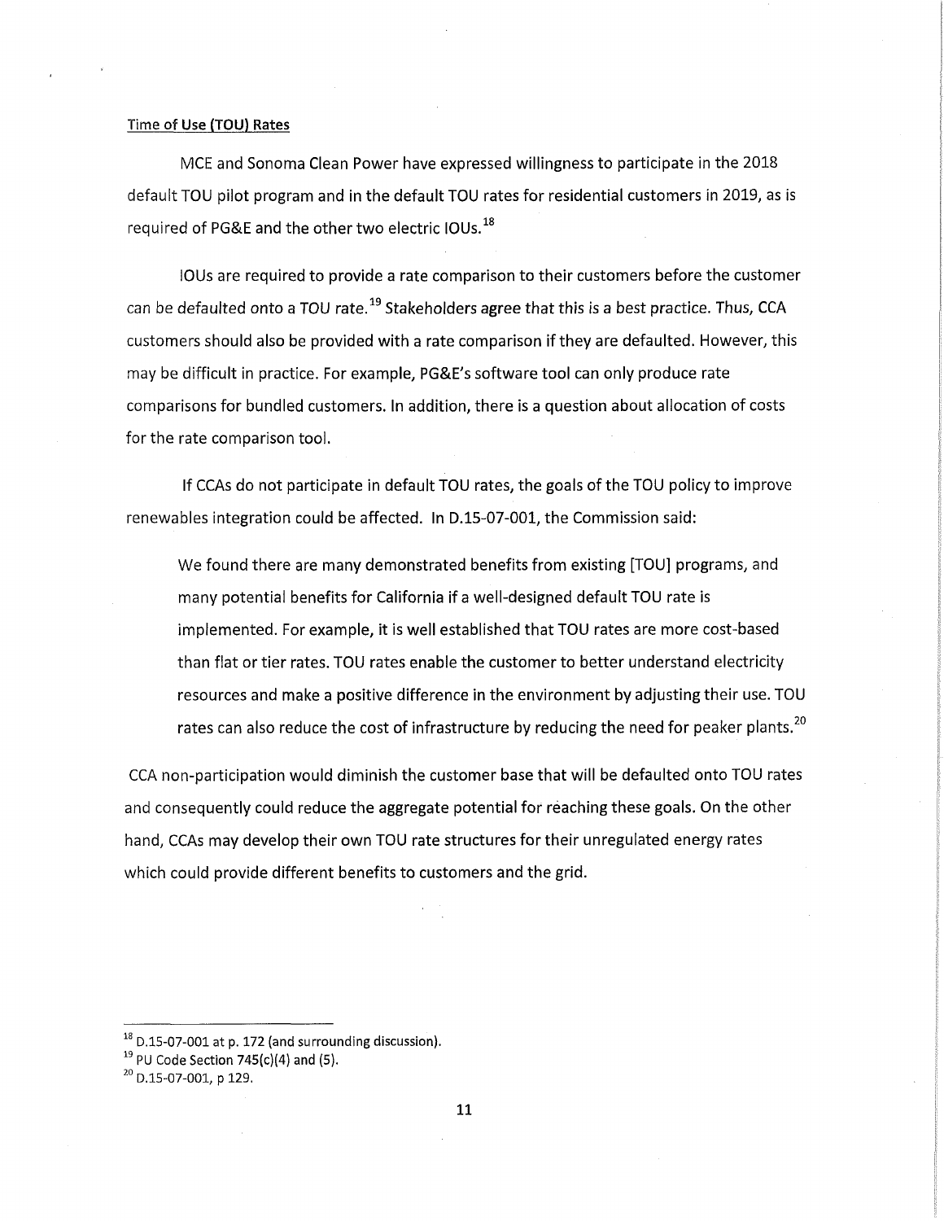Time of Use (TOU) Rates

MCE and Sonoma Clean Power have expressed willingness to participate in the 2018 default TOU pilot program and in the default TOU rates for residential customers in 2019, as is required of PG&E and the other two electric IOUs.[18]

IOUs are required to provide a rate comparison to their customers before the customer can be defaulted onto a TOU rate.[19] Stakeholders agree that this is a best practice. Thus, CCA customers should also be provided with a rate comparison if they are defaulted. However, this may be difficult in practice. For example, PG&E's software tool can only produce rate comparisons for bundled customers. In addition, there is a question about allocation of costs for the rate comparison tool.

If CCAs do not participate in default TOU rates, the goals of the TOU policy to improve renewables integration could be affected. In D.15-07-001, the Commission said:

> We found there are many demonstrated benefits from existing [TOU] programs, and many potential benefits for California if a well-designed default TOU rate is implemented. For example, it is well established that TOU rates are more cost-based than flat or tier rates. TOU rates enable the customer to better understand electricity resources and make a positive difference in the environment by adjusting their use. TOU rates can also reduce the cost of infrastructure by reducing the need for peaker plants.[20]

CCA non-participation would diminish the customer base that will be defaulted onto TOU rates and consequently could reduce the aggregate potential for reaching these goals. On the other hand, CCAs may develop their own TOU rate structures for their unregulated energy rates which could provide different benefits to customers and the grid.

---

[18] D.15-07-001 at p. 172 (and surrounding discussion).

[19] PU Code Section 745(c)(4) and (5).

[20] D.15-07-001, p 129.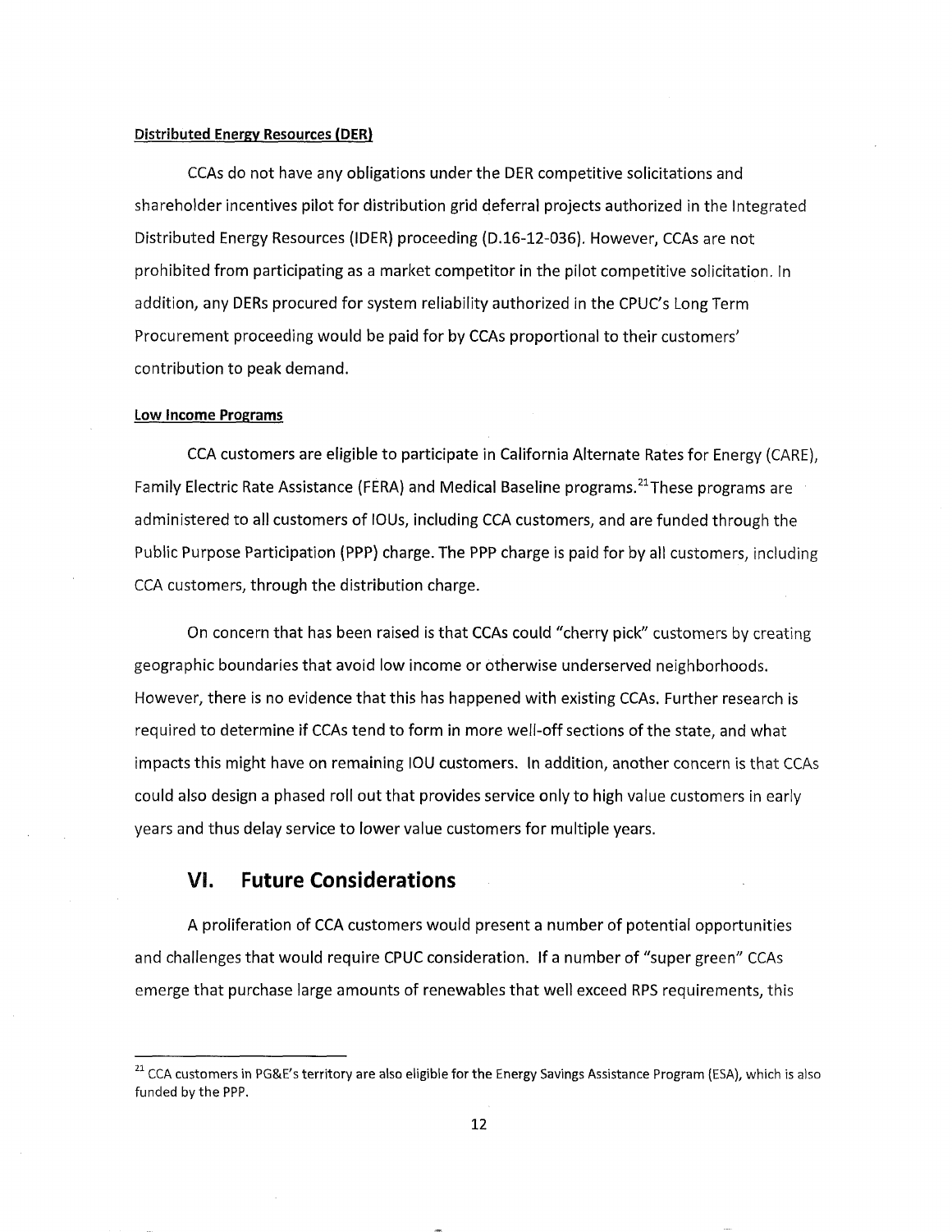**Distributed Energy Resources (DER)**

CCAs do not have any obligations under the DER competitive solicitations and shareholder incentives pilot for distribution grid deferral projects authorized in the Integrated Distributed Energy Resources (IDER) proceeding (D.16-12-036). However, CCAs are not prohibited from participating as a market competitor in the pilot competitive solicitation. In addition, any DERs procured for system reliability authorized in the CPUC's Long Term Procurement proceeding would be paid for by CCAs proportional to their customers' contribution to peak demand.

**Low Income Programs**

CCA customers are eligible to participate in California Alternate Rates for Energy (CARE), Family Electric Rate Assistance (FERA) and Medical Baseline programs.[21] These programs are administered to all customers of IOUs, including CCA customers, and are funded through the Public Purpose Participation (PPP) charge. The PPP charge is paid for by all customers, including CCA customers, through the distribution charge.

On concern that has been raised is that CCAs could "cherry pick" customers by creating geographic boundaries that avoid low income or otherwise underserved neighborhoods. However, there is no evidence that this has happened with existing CCAs. Further research is required to determine if CCAs tend to form in more well-off sections of the state, and what impacts this might have on remaining IOU customers. In addition, another concern is that CCAs could also design a phased roll out that provides service only to high value customers in early years and thus delay service to lower value customers for multiple years.

## VI. Future Considerations

A proliferation of CCA customers would present a number of potential opportunities and challenges that would require CPUC consideration. If a number of "super green" CCAs emerge that purchase large amounts of renewables that well exceed RPS requirements, this

---

[21] CCA customers in PG&E's territory are also eligible for the Energy Savings Assistance Program (ESA), which is also funded by the PPP.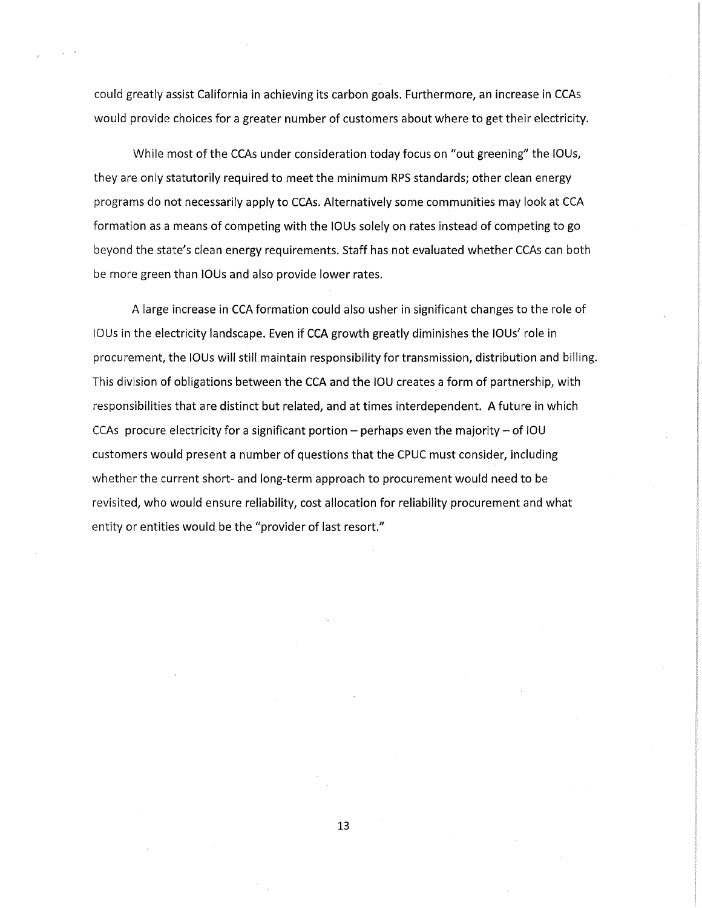could greatly assist California in achieving its carbon goals. Furthermore, an increase in CCAs would provide choices for a greater number of customers about where to get their electricity.

While most of the CCAs under consideration today focus on "out greening" the IOUs, they are only statutorily required to meet the minimum RPS standards; other clean energy programs do not necessarily apply to CCAs. Alternatively some communities may look at CCA formation as a means of competing with the IOUs solely on rates instead of competing to go beyond the state's clean energy requirements. Staff has not evaluated whether CCAs can both be more green than IOUs and also provide lower rates.

A large increase in CCA formation could also usher in significant changes to the role of IOUs in the electricity landscape. Even if CCA growth greatly diminishes the IOUs' role in procurement, the IOUs will still maintain responsibility for transmission, distribution and billing. This division of obligations between the CCA and the IOU creates a form of partnership, with responsibilities that are distinct but related, and at times interdependent. A future in which CCAs procure electricity for a significant portion – perhaps even the majority – of IOU customers would present a number of questions that the CPUC must consider, including whether the current short- and long-term approach to procurement would need to be revisited, who would ensure reliability, cost allocation for reliability procurement and what entity or entities would be the "provider of last resort."